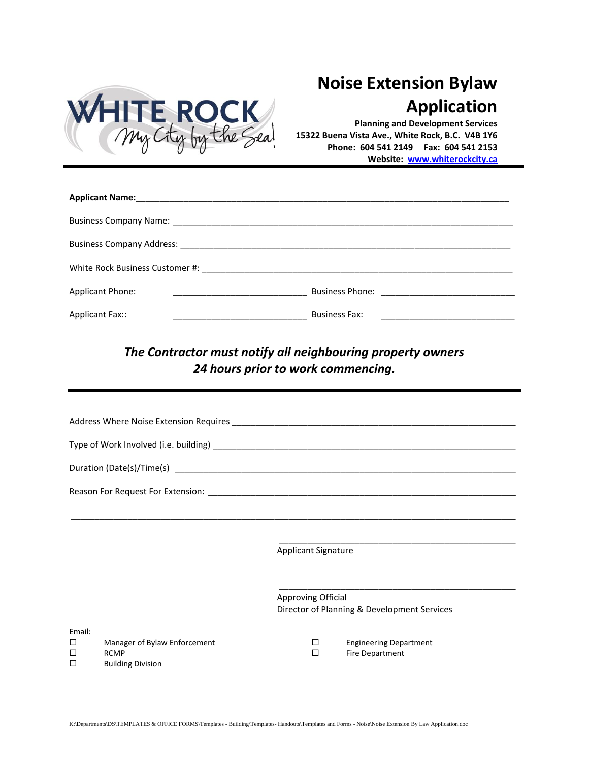# Noise Extension Bylaw Application

**Planning and Development Services**
**15322 Buena Vista Ave., White Rock, B.C. V4B 1Y6**
**Phone: 604 541 2149 Fax: 604 541 2153**
**Website: [www.whiterockcity.ca](http://www.whiterockcity.ca)**

**Applicant Name:**______________________________________________________________

Business Company Name: ______________________________________________________

Business Company Address: ____________________________________________________

White Rock Business Customer #: ________________________________________________

Applicant Phone: ____________________________ Business Phone: ____________________________

Applicant Fax:: ____________________________ Business Fax: ____________________________

***The Contractor must notify all neighbouring property owners 24 hours prior to work commencing.***

---

Address Where Noise Extension Requires _________________________________________

Type of Work Involved (i.e. building) ___________________________________________

Duration (Date(s)/Time(s) ___________________________________________________

Reason For Request For Extension: _____________________________________________

______________________________________________________________________________

__________________________________________________
Applicant Signature

__________________________________________________
Approving Official
Director of Planning & Development Services

Email:

- ☐ Manager of Bylaw Enforcement
- ☐ RCMP
- ☐ Building Division
- ☐ Engineering Department
- ☐ Fire Department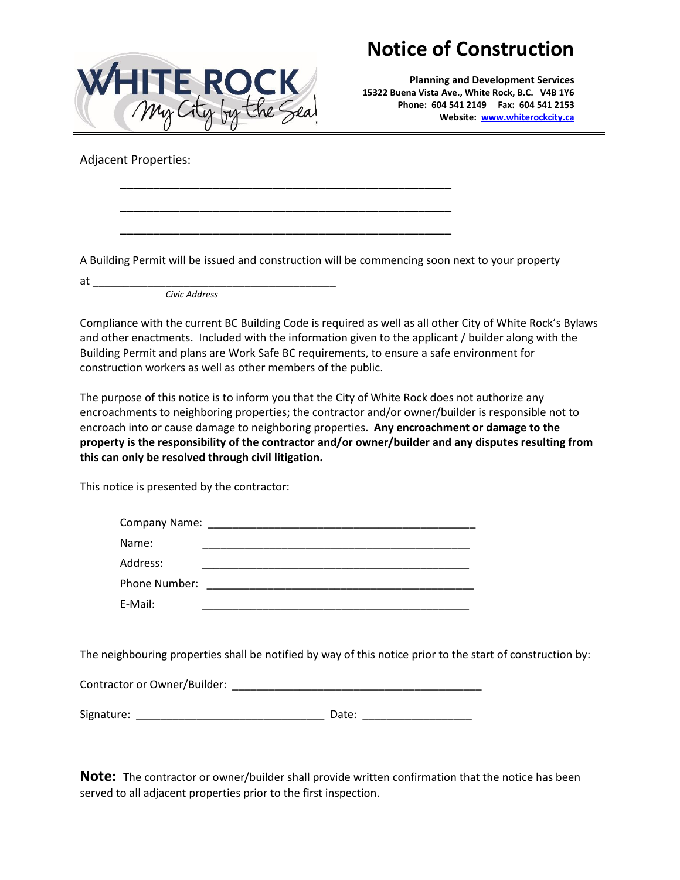# Notice of Construction

WHITE ROCK
My City by the Sea!

**Planning and Development Services**
**15322 Buena Vista Ave., White Rock, B.C. V4B 1Y6**
**Phone: 604 541 2149 Fax: 604 541 2153**
**Website: www.whiterockcity.ca**

Adjacent Properties:

_______________________________________________

_______________________________________________

_______________________________________________

A Building Permit will be issued and construction will be commencing soon next to your property

at ___________________________________
*Civic Address*

Compliance with the current BC Building Code is required as well as all other City of White Rock's Bylaws and other enactments. Included with the information given to the applicant / builder along with the Building Permit and plans are Work Safe BC requirements, to ensure a safe environment for construction workers as well as other members of the public.

The purpose of this notice is to inform you that the City of White Rock does not authorize any encroachments to neighboring properties; the contractor and/or owner/builder is responsible not to encroach into or cause damage to neighboring properties. **Any encroachment or damage to the property is the responsibility of the contractor and/or owner/builder and any disputes resulting from this can only be resolved through civil litigation.**

This notice is presented by the contractor:

Company Name: ______________________________________

Name: ______________________________________

Address: ______________________________________

Phone Number: ______________________________________

E-Mail: ______________________________________

The neighbouring properties shall be notified by way of this notice prior to the start of construction by:

Contractor or Owner/Builder: ___________________________________

Signature: __________________________ Date: _______________

**Note:** The contractor or owner/builder shall provide written confirmation that the notice has been served to all adjacent properties prior to the first inspection.